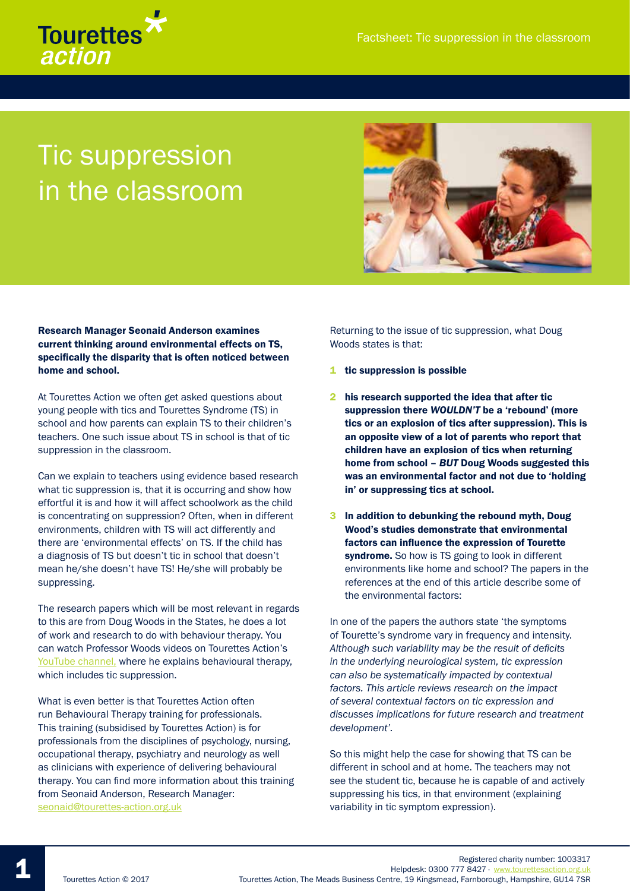# Tic suppression in the classroom

**Research Manager Seonaid Anderson examines current thinking around environmental effects on TS, specifically the disparity that is often noticed between home and school.**

At Tourettes Action we often get asked questions about young people with tics and Tourettes Syndrome (TS) in school and how parents can explain TS to their children's teachers. One such issue about TS in school is that of tic suppression in the classroom.

Can we explain to teachers using evidence based research what tic suppression is, that it is occurring and show how effortful it is and how it will affect schoolwork as the child is concentrating on suppression? Often, when in different environments, children with TS will act differently and there are 'environmental effects' on TS. If the child has a diagnosis of TS but doesn't tic in school that doesn't mean he/she doesn't have TS! He/she will probably be suppressing.

The research papers which will be most relevant in regards to this are from Doug Woods in the States, he does a lot of work and research to do with behaviour therapy. You can watch Professor Woods videos on Tourettes Action's YouTube channel, where he explains behavioural therapy, which includes tic suppression.

What is even better is that Tourettes Action often run Behavioural Therapy training for professionals. This training (subsidised by Tourettes Action) is for professionals from the disciplines of psychology, nursing, occupational therapy, psychiatry and neurology as well as clinicians with experience of delivering behavioural therapy. You can find more information about this training from Seonaid Anderson, Research Manager: seonaid@tourettes-action.org.uk

Returning to the issue of tic suppression, what Doug Woods states is that:

1. **tic suppression is possible**
2. **his research supported the idea that after tic suppression there *WOULDN'T* be a 'rebound' (more tics or an explosion of tics after suppression). This is an opposite view of a lot of parents who report that children have an explosion of tics when returning home from school – *BUT* Doug Woods suggested this was an environmental factor and not due to 'holding in' or suppressing tics at school.**
3. **In addition to debunking the rebound myth, Doug Wood's studies demonstrate that environmental factors can influence the expression of Tourette syndrome.** So how is TS going to look in different environments like home and school? The papers in the references at the end of this article describe some of the environmental factors:

In one of the papers the authors state 'the symptoms of Tourette's syndrome vary in frequency and intensity. *Although such variability may be the result of deficits in the underlying neurological system, tic expression can also be systematically impacted by contextual factors. This article reviews research on the impact of several contextual factors on tic expression and discusses implications for future research and treatment development'.*

So this might help the case for showing that TS can be different in school and at home. The teachers may not see the student tic, because he is capable of and actively suppressing his tics, in that environment (explaining variability in tic symptom expression).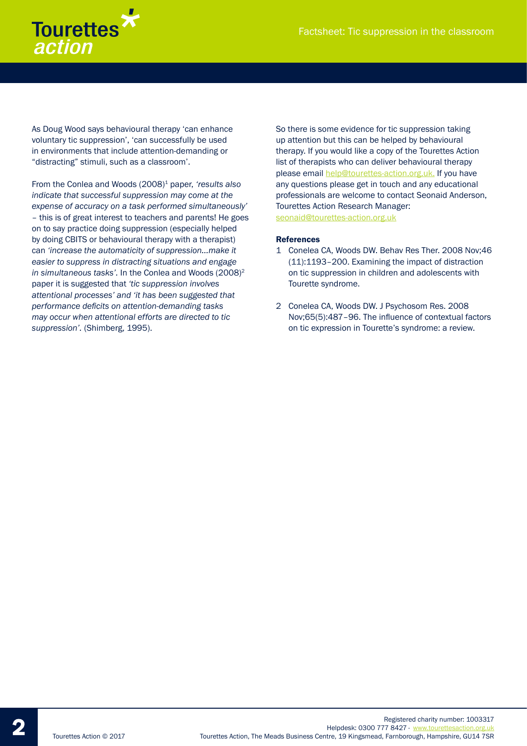As Doug Wood says behavioural therapy 'can enhance voluntary tic suppression', 'can successfully be used in environments that include attention-demanding or "distracting" stimuli, such as a classroom'.

From the Conlea and Woods (2008)[1] paper, *'results also indicate that successful suppression may come at the expense of accuracy on a task performed simultaneously'* – this is of great interest to teachers and parents! He goes on to say practice doing suppression (especially helped by doing CBITS or behavioural therapy with a therapist) can *'increase the automaticity of suppression...make it easier to suppress in distracting situations and engage in simultaneous tasks'*. In the Conlea and Woods (2008)[2] paper it is suggested that *'tic suppression involves attentional processes' and 'it has been suggested that performance deficits on attention-demanding tasks may occur when attentional efforts are directed to tic suppression'*. (Shimberg, 1995).

So there is some evidence for tic suppression taking up attention but this can be helped by behavioural therapy. If you would like a copy of the Tourettes Action list of therapists who can deliver behavioural therapy please email help@tourettes-action.org.uk. If you have any questions please get in touch and any educational professionals are welcome to contact Seonaid Anderson, Tourettes Action Research Manager: seonaid@tourettes-action.org.uk

**References**

1. Conelea CA, Woods DW. Behav Res Ther. 2008 Nov;46 (11):1193–200. Examining the impact of distraction on tic suppression in children and adolescents with Tourette syndrome.

2. Conelea CA, Woods DW. J Psychosom Res. 2008 Nov;65(5):487–96. The influence of contextual factors on tic expression in Tourette's syndrome: a review.

Tourettes Action © 2017

Registered charity number: 1003317
Helpdesk: 0300 777 8427 · www.tourettesaction.org.uk
Tourettes Action, The Meads Business Centre, 19 Kingsmead, Farnborough, Hampshire, GU14 7SR